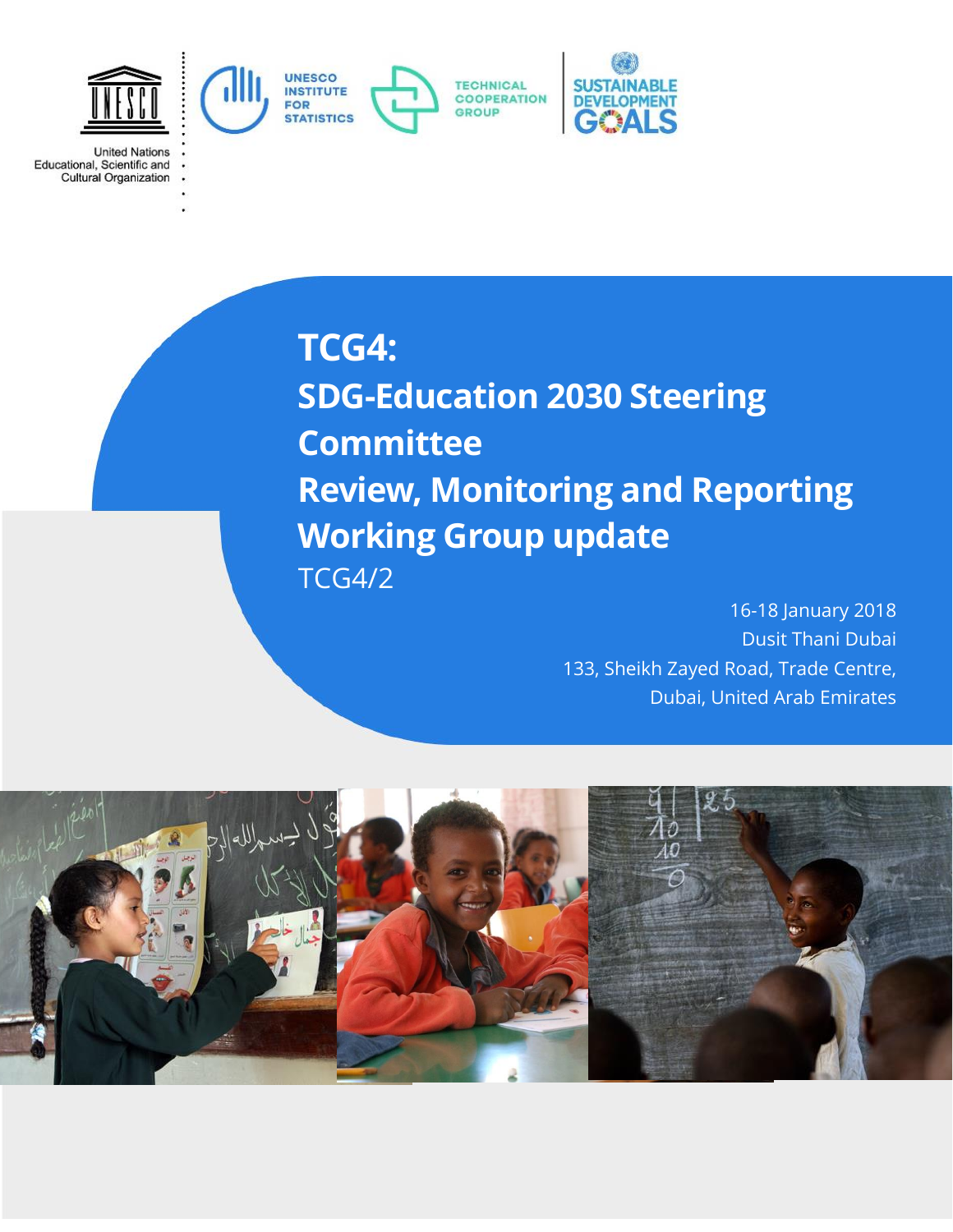United Nations
Educational, Scientific and
Cultural Organization

UNESCO INSTITUTE FOR STATISTICS

TECHNICAL COOPERATION GROUP

SUSTAINABLE DEVELOPMENT GOALS

# TCG4:
# SDG-Education 2030 Steering Committee
# Review, Monitoring and Reporting Working Group update

TCG4/2

16-18 January 2018
Dusit Thani Dubai
133, Sheikh Zayed Road, Trade Centre,
Dubai, United Arab Emirates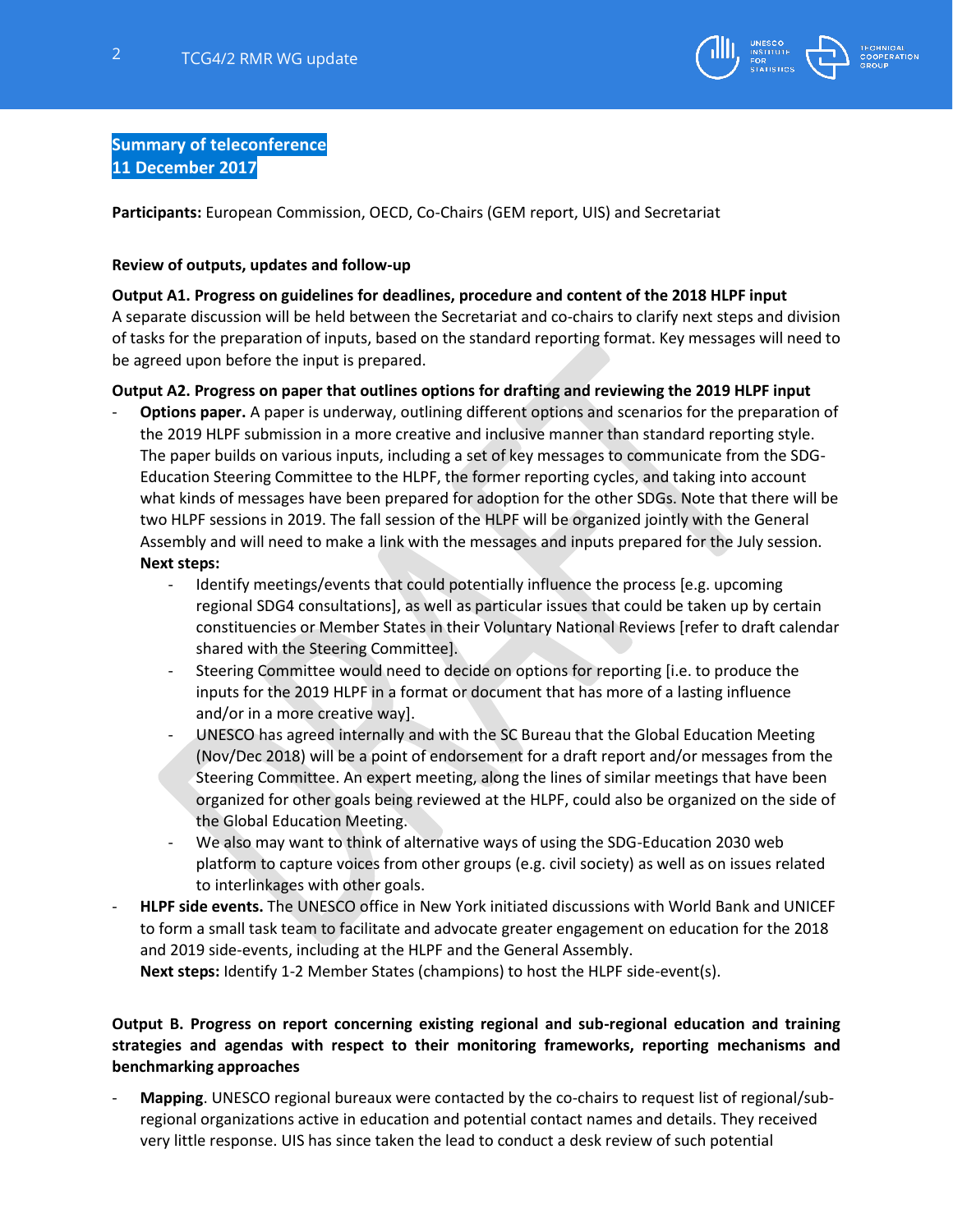**Summary of teleconference**
**11 December 2017**

**Participants:** European Commission, OECD, Co-Chairs (GEM report, UIS) and Secretariat

**Review of outputs, updates and follow-up**

**Output A1. Progress on guidelines for deadlines, procedure and content of the 2018 HLPF input**

A separate discussion will be held between the Secretariat and co-chairs to clarify next steps and division of tasks for the preparation of inputs, based on the standard reporting format. Key messages will need to be agreed upon before the input is prepared.

**Output A2. Progress on paper that outlines options for drafting and reviewing the 2019 HLPF input**

- **Options paper.** A paper is underway, outlining different options and scenarios for the preparation of the 2019 HLPF submission in a more creative and inclusive manner than standard reporting style. The paper builds on various inputs, including a set of key messages to communicate from the SDG-Education Steering Committee to the HLPF, the former reporting cycles, and taking into account what kinds of messages have been prepared for adoption for the other SDGs. Note that there will be two HLPF sessions in 2019. The fall session of the HLPF will be organized jointly with the General Assembly and will need to make a link with the messages and inputs prepared for the July session.
  **Next steps:**
  - Identify meetings/events that could potentially influence the process [e.g. upcoming regional SDG4 consultations], as well as particular issues that could be taken up by certain constituencies or Member States in their Voluntary National Reviews [refer to draft calendar shared with the Steering Committee].
  - Steering Committee would need to decide on options for reporting [i.e. to produce the inputs for the 2019 HLPF in a format or document that has more of a lasting influence and/or in a more creative way].
  - UNESCO has agreed internally and with the SC Bureau that the Global Education Meeting (Nov/Dec 2018) will be a point of endorsement for a draft report and/or messages from the Steering Committee. An expert meeting, along the lines of similar meetings that have been organized for other goals being reviewed at the HLPF, could also be organized on the side of the Global Education Meeting.
  - We also may want to think of alternative ways of using the SDG-Education 2030 web platform to capture voices from other groups (e.g. civil society) as well as on issues related to interlinkages with other goals.
- **HLPF side events.** The UNESCO office in New York initiated discussions with World Bank and UNICEF to form a small task team to facilitate and advocate greater engagement on education for the 2018 and 2019 side-events, including at the HLPF and the General Assembly.
  **Next steps:** Identify 1-2 Member States (champions) to host the HLPF side-event(s).

**Output B. Progress on report concerning existing regional and sub-regional education and training strategies and agendas with respect to their monitoring frameworks, reporting mechanisms and benchmarking approaches**

- **Mapping**. UNESCO regional bureaux were contacted by the co-chairs to request list of regional/sub-regional organizations active in education and potential contact names and details. They received very little response. UIS has since taken the lead to conduct a desk review of such potential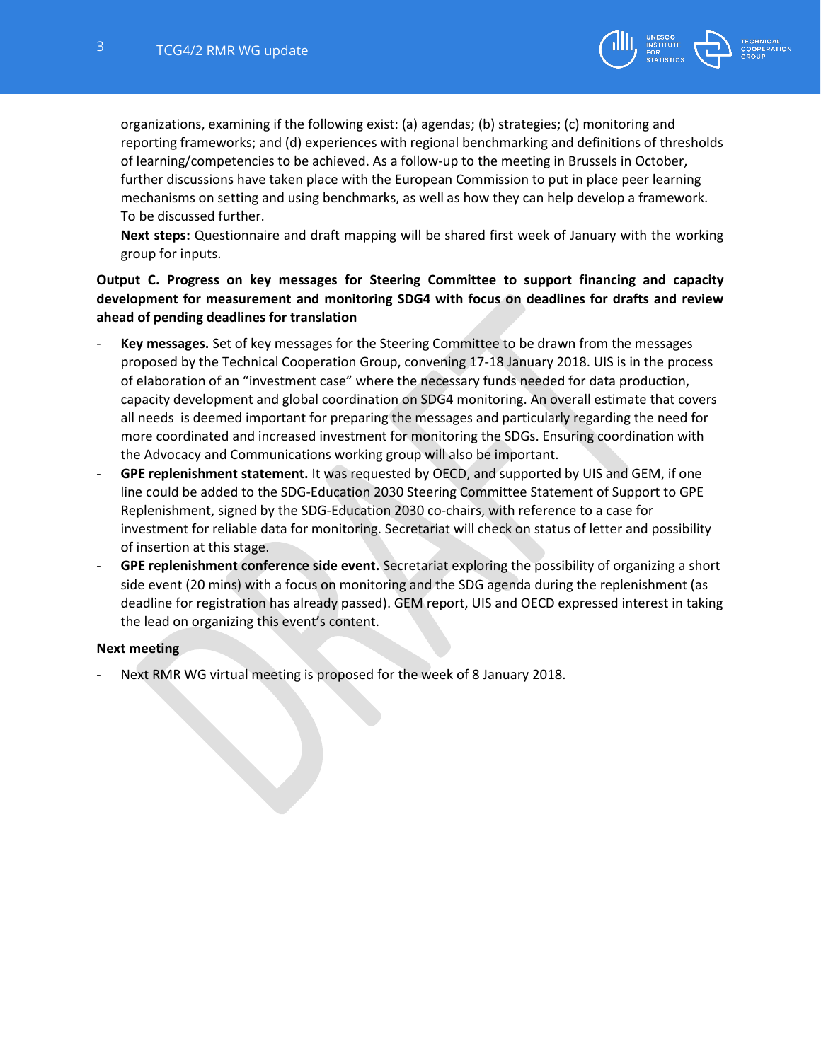organizations, examining if the following exist: (a) agendas; (b) strategies; (c) monitoring and reporting frameworks; and (d) experiences with regional benchmarking and definitions of thresholds of learning/competencies to be achieved. As a follow-up to the meeting in Brussels in October, further discussions have taken place with the European Commission to put in place peer learning mechanisms on setting and using benchmarks, as well as how they can help develop a framework. To be discussed further.

**Next steps:** Questionnaire and draft mapping will be shared first week of January with the working group for inputs.

**Output C. Progress on key messages for Steering Committee to support financing and capacity development for measurement and monitoring SDG4 with focus on deadlines for drafts and review ahead of pending deadlines for translation**

- **Key messages.** Set of key messages for the Steering Committee to be drawn from the messages proposed by the Technical Cooperation Group, convening 17-18 January 2018. UIS is in the process of elaboration of an "investment case" where the necessary funds needed for data production, capacity development and global coordination on SDG4 monitoring. An overall estimate that covers all needs is deemed important for preparing the messages and particularly regarding the need for more coordinated and increased investment for monitoring the SDGs. Ensuring coordination with the Advocacy and Communications working group will also be important.
- **GPE replenishment statement.** It was requested by OECD, and supported by UIS and GEM, if one line could be added to the SDG-Education 2030 Steering Committee Statement of Support to GPE Replenishment, signed by the SDG-Education 2030 co-chairs, with reference to a case for investment for reliable data for monitoring. Secretariat will check on status of letter and possibility of insertion at this stage.
- **GPE replenishment conference side event.** Secretariat exploring the possibility of organizing a short side event (20 mins) with a focus on monitoring and the SDG agenda during the replenishment (as deadline for registration has already passed). GEM report, UIS and OECD expressed interest in taking the lead on organizing this event's content.

**Next meeting**

- Next RMR WG virtual meeting is proposed for the week of 8 January 2018.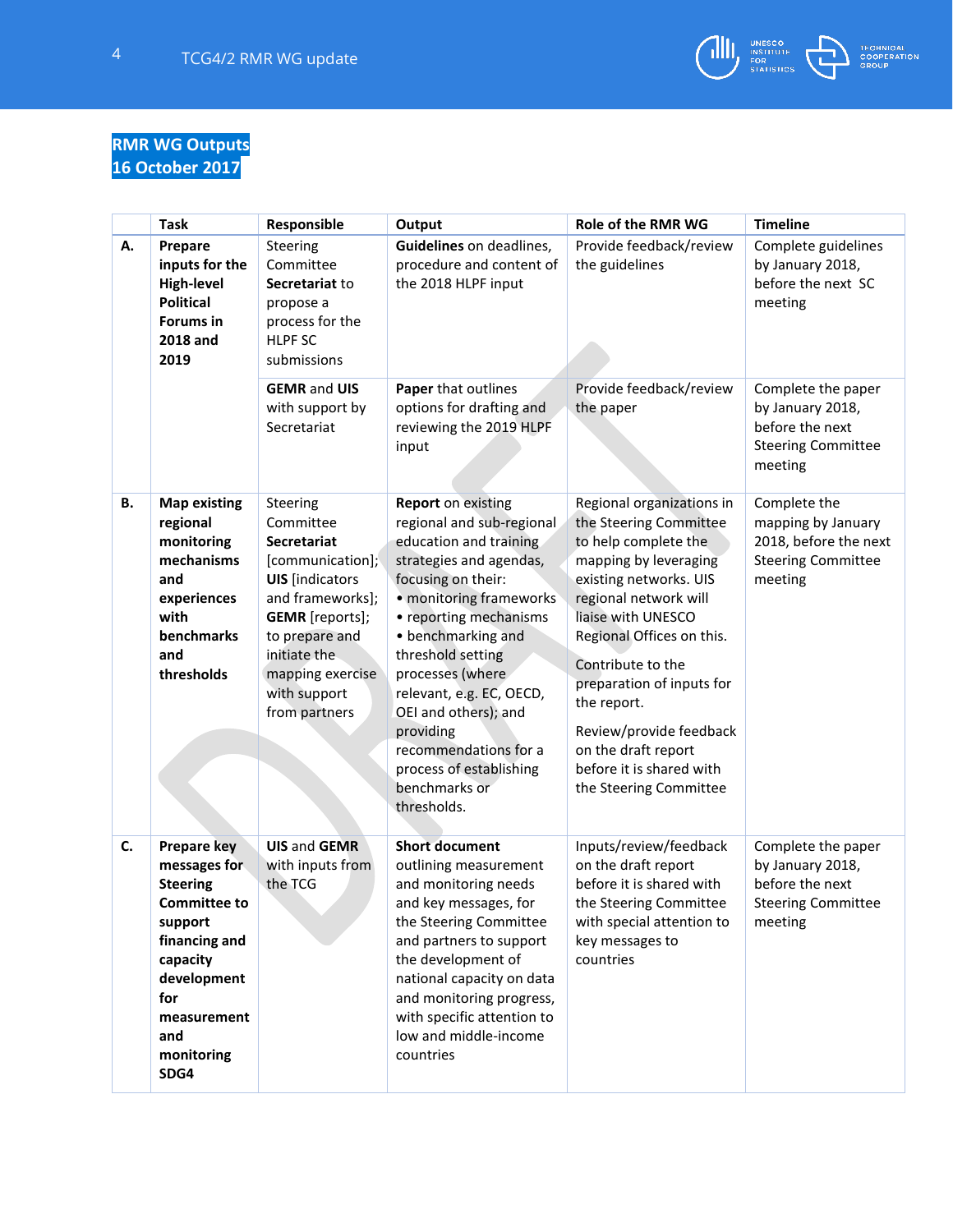**RMR WG Outputs**
**16 October 2017**

| | Task | Responsible | Output | Role of the RMR WG | Timeline |
|---|---|---|---|---|---|
| **A.** | **Prepare inputs for the High-level Political Forums in 2018 and 2019** | Steering Committee **Secretariat** to propose a process for the HLPF SC submissions | **Guidelines** on deadlines, procedure and content of the 2018 HLPF input | Provide feedback/review the guidelines | Complete guidelines by January 2018, before the next SC meeting |
| | | **GEMR** and **UIS** with support by Secretariat | **Paper** that outlines options for drafting and reviewing the 2019 HLPF input | Provide feedback/review the paper | Complete the paper by January 2018, before the next Steering Committee meeting |
| **B.** | **Map existing regional monitoring mechanisms and experiences with benchmarks and thresholds** | Steering Committee **Secretariat** [communication]; **UIS** [indicators and frameworks]; **GEMR** [reports]; to prepare and initiate the mapping exercise with support from partners | **Report** on existing regional and sub-regional education and training strategies and agendas, focusing on their: • monitoring frameworks • reporting mechanisms • benchmarking and threshold setting processes (where relevant, e.g. EC, OECD, OEI and others); and providing recommendations for a process of establishing benchmarks or thresholds. | Regional organizations in the Steering Committee to help complete the mapping by leveraging existing networks. UIS regional network will liaise with UNESCO Regional Offices on this. Contribute to the preparation of inputs for the report. Review/provide feedback on the draft report before it is shared with the Steering Committee | Complete the mapping by January 2018, before the next Steering Committee meeting |
| **C.** | **Prepare key messages for Steering Committee to support financing and capacity development for measurement and monitoring SDG4** | **UIS** and **GEMR** with inputs from the TCG | **Short document** outlining measurement and monitoring needs and key messages, for the Steering Committee and partners to support the development of national capacity on data and monitoring progress, with specific attention to low and middle-income countries | Inputs/review/feedback on the draft report before it is shared with the Steering Committee with special attention to key messages to countries | Complete the paper by January 2018, before the next Steering Committee meeting |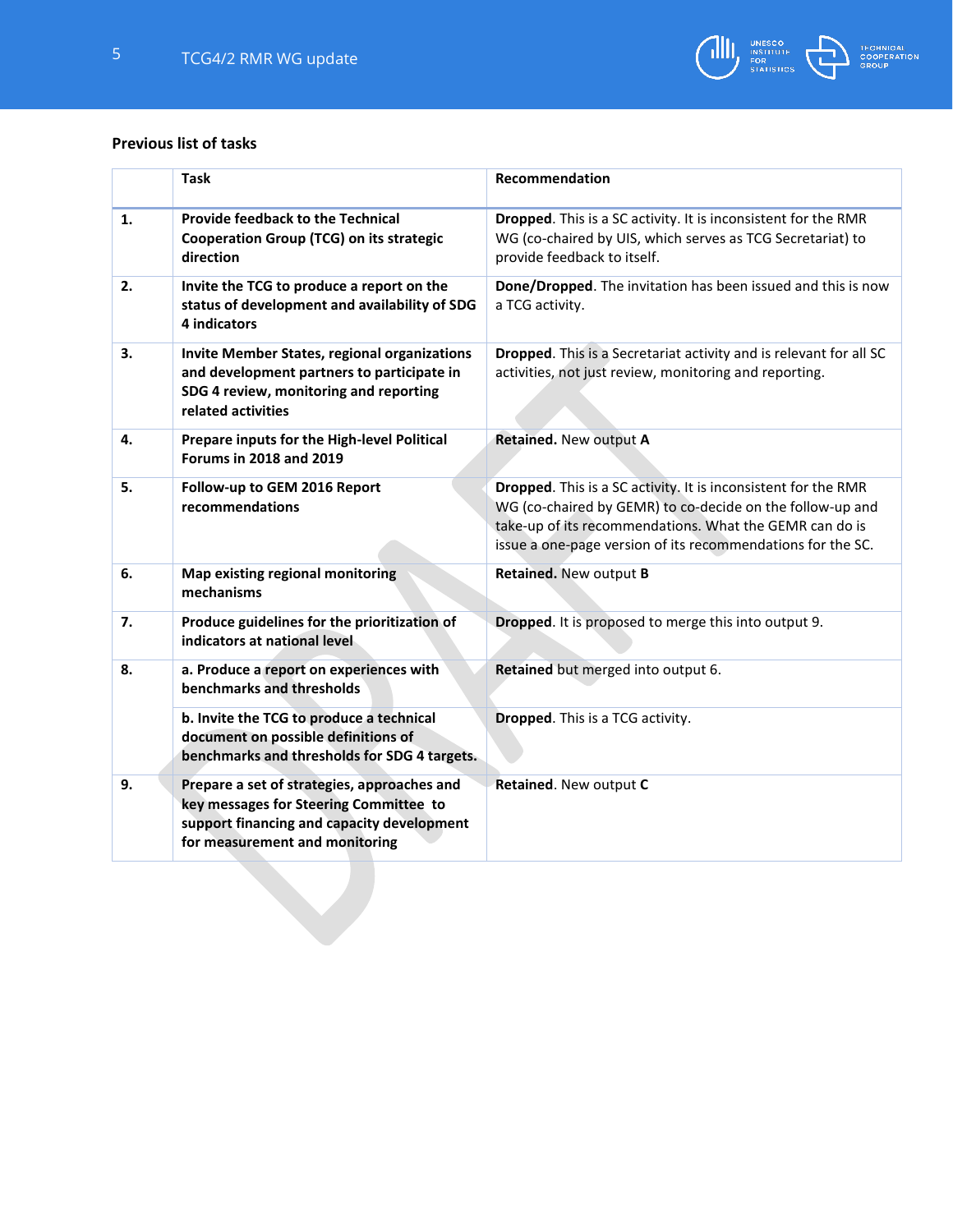**Previous list of tasks**

| | Task | Recommendation |
|---|---|---|
| 1. | **Provide feedback to the Technical Cooperation Group (TCG) on its strategic direction** | **Dropped**. This is a SC activity. It is inconsistent for the RMR WG (co-chaired by UIS, which serves as TCG Secretariat) to provide feedback to itself. |
| 2. | **Invite the TCG to produce a report on the status of development and availability of SDG 4 indicators** | **Done/Dropped**. The invitation has been issued and this is now a TCG activity. |
| 3. | **Invite Member States, regional organizations and development partners to participate in SDG 4 review, monitoring and reporting related activities** | **Dropped**. This is a Secretariat activity and is relevant for all SC activities, not just review, monitoring and reporting. |
| 4. | **Prepare inputs for the High-level Political Forums in 2018 and 2019** | **Retained.** New output **A** |
| 5. | **Follow-up to GEM 2016 Report recommendations** | **Dropped**. This is a SC activity. It is inconsistent for the RMR WG (co-chaired by GEMR) to co-decide on the follow-up and take-up of its recommendations. What the GEMR can do is issue a one-page version of its recommendations for the SC. |
| 6. | **Map existing regional monitoring mechanisms** | **Retained.** New output **B** |
| 7. | **Produce guidelines for the prioritization of indicators at national level** | **Dropped**. It is proposed to merge this into output 9. |
| 8. | **a. Produce a report on experiences with benchmarks and thresholds** | **Retained** but merged into output 6. |
| | **b. Invite the TCG to produce a technical document on possible definitions of benchmarks and thresholds for SDG 4 targets.** | **Dropped**. This is a TCG activity. |
| 9. | **Prepare a set of strategies, approaches and key messages for Steering Committee to support financing and capacity development for measurement and monitoring** | **Retained**. New output **C** |